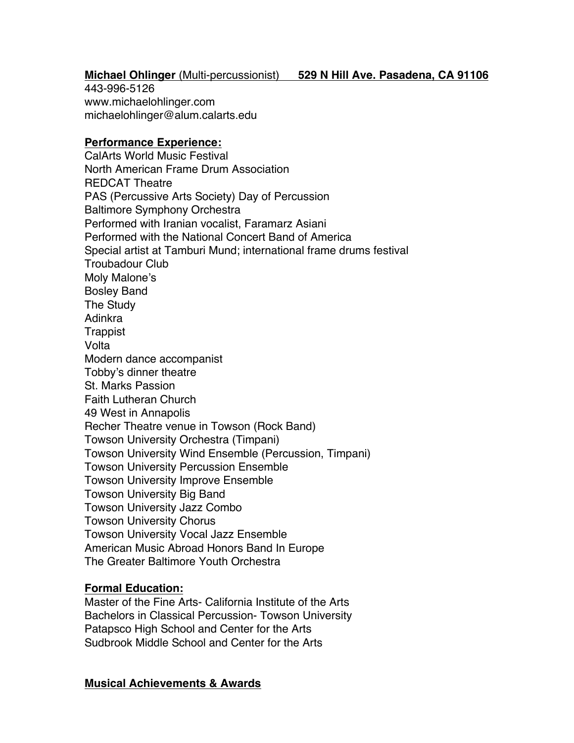**Michael Ohlinger** (Multi-percussionist)      **529 N Hill Ave. Pasadena, CA 91106**

443-996-5126
www.michaelohlinger.com
michaelohlinger@alum.calarts.edu

## **Performance Experience:**

CalArts World Music Festival
North American Frame Drum Association
REDCAT Theatre
PAS (Percussive Arts Society) Day of Percussion
Baltimore Symphony Orchestra
Performed with Iranian vocalist, Faramarz Asiani
Performed with the National Concert Band of America
Special artist at Tamburi Mund; international frame drums festival
Troubadour Club
Moly Malone's
Bosley Band
The Study
Adinkra
Trappist
Volta
Modern dance accompanist
Tobby's dinner theatre
St. Marks Passion
Faith Lutheran Church
49 West in Annapolis
Recher Theatre venue in Towson (Rock Band)
Towson University Orchestra (Timpani)
Towson University Wind Ensemble (Percussion, Timpani)
Towson University Percussion Ensemble
Towson University Improve Ensemble
Towson University Big Band
Towson University Jazz Combo
Towson University Chorus
Towson University Vocal Jazz Ensemble
American Music Abroad Honors Band In Europe
The Greater Baltimore Youth Orchestra

## **Formal Education:**

Master of the Fine Arts- California Institute of the Arts
Bachelors in Classical Percussion- Towson University
Patapsco High School and Center for the Arts
Sudbrook Middle School and Center for the Arts

## **Musical Achievements & Awards**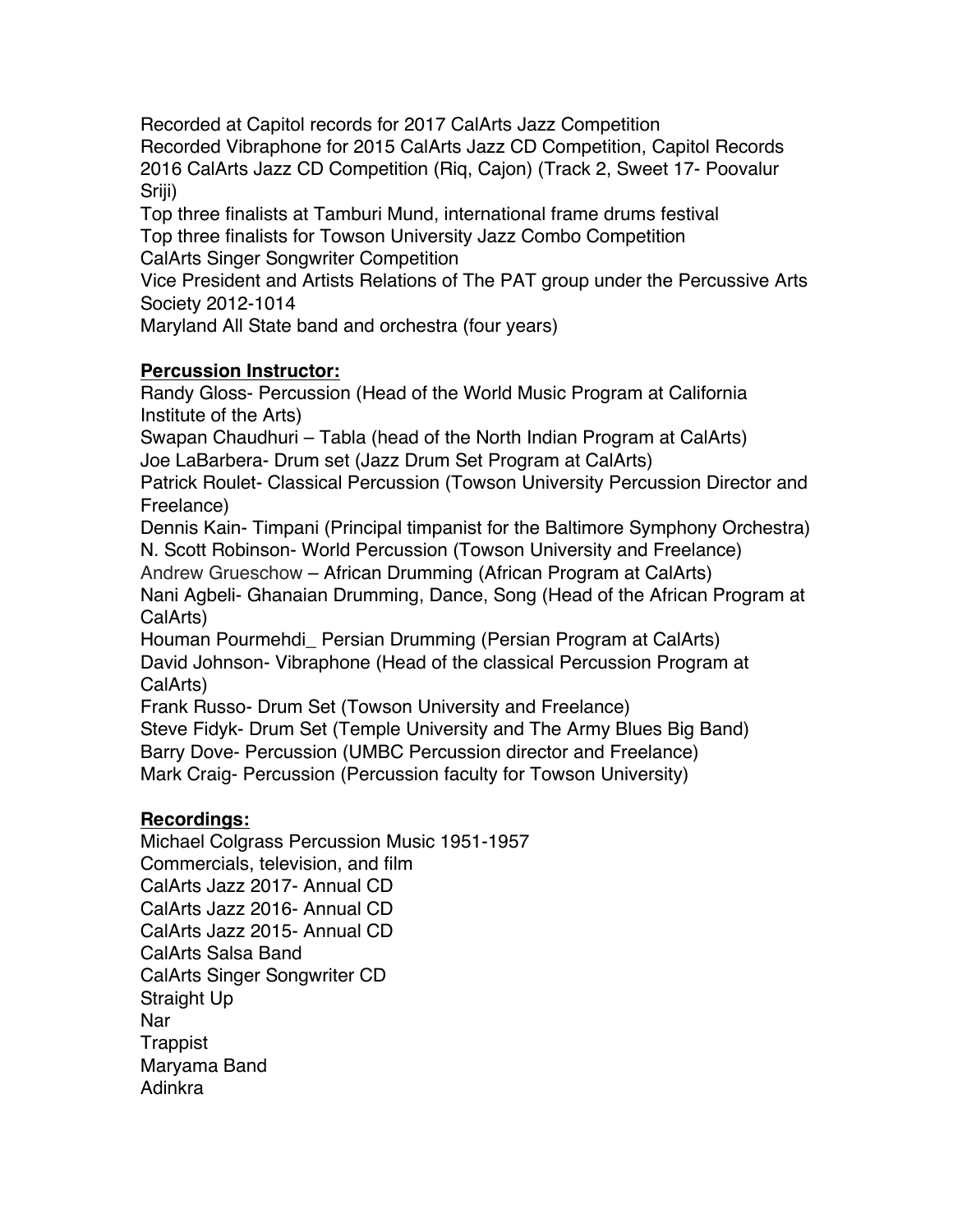Recorded at Capitol records for 2017 CalArts Jazz Competition
Recorded Vibraphone for 2015 CalArts Jazz CD Competition, Capitol Records
2016 CalArts Jazz CD Competition (Riq, Cajon) (Track 2, Sweet 17- Poovalur Sriji)
Top three finalists at Tamburi Mund, international frame drums festival
Top three finalists for Towson University Jazz Combo Competition
CalArts Singer Songwriter Competition
Vice President and Artists Relations of The PAT group under the Percussive Arts Society 2012-1014
Maryland All State band and orchestra (four years)

**Percussion Instructor:**

Randy Gloss- Percussion (Head of the World Music Program at California Institute of the Arts)
Swapan Chaudhuri – Tabla (head of the North Indian Program at CalArts)
Joe LaBarbera- Drum set (Jazz Drum Set Program at CalArts)
Patrick Roulet- Classical Percussion (Towson University Percussion Director and Freelance)
Dennis Kain- Timpani (Principal timpanist for the Baltimore Symphony Orchestra)
N. Scott Robinson- World Percussion (Towson University and Freelance)
Andrew Grueschow – African Drumming (African Program at CalArts)
Nani Agbeli- Ghanaian Drumming, Dance, Song (Head of the African Program at CalArts)
Houman Pourmehdi_ Persian Drumming (Persian Program at CalArts)
David Johnson- Vibraphone (Head of the classical Percussion Program at CalArts)
Frank Russo- Drum Set (Towson University and Freelance)
Steve Fidyk- Drum Set (Temple University and The Army Blues Big Band)
Barry Dove- Percussion (UMBC Percussion director and Freelance)
Mark Craig- Percussion (Percussion faculty for Towson University)

**Recordings:**

Michael Colgrass Percussion Music 1951-1957
Commercials, television, and film
CalArts Jazz 2017- Annual CD
CalArts Jazz 2016- Annual CD
CalArts Jazz 2015- Annual CD
CalArts Salsa Band
CalArts Singer Songwriter CD
Straight Up
Nar
Trappist
Maryama Band
Adinkra